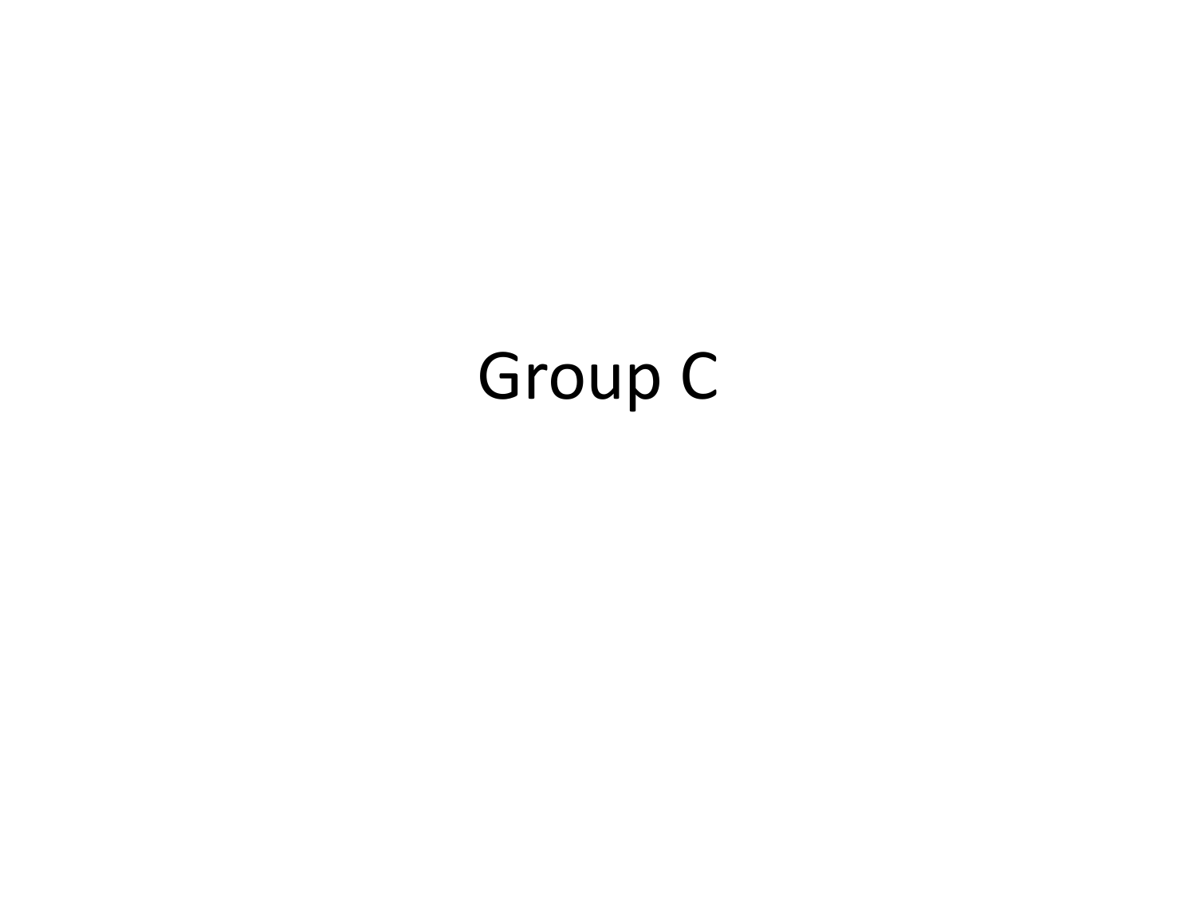# Group C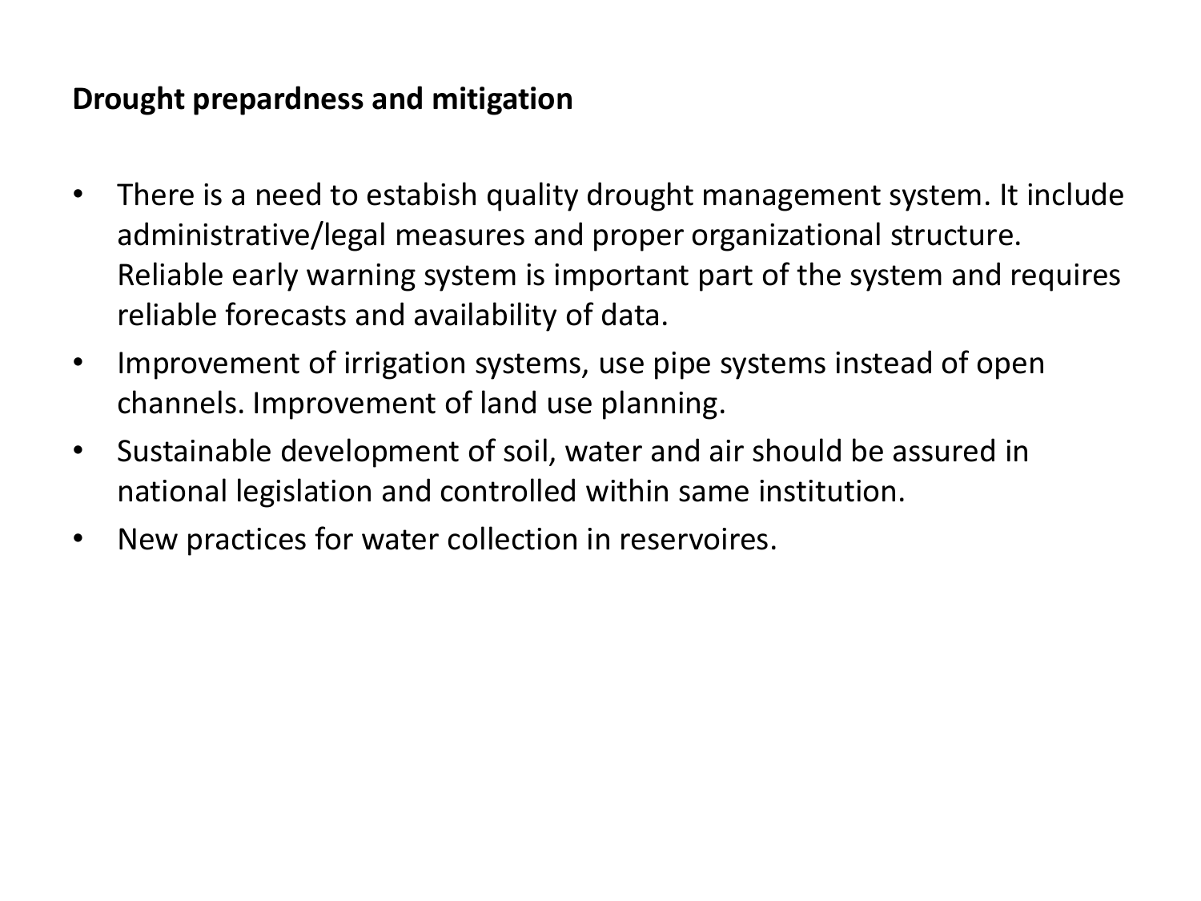**Drought prepardness and mitigation**

- There is a need to estabish quality drought management system. It include administrative/legal measures and proper organizational structure. Reliable early warning system is important part of the system and requires reliable forecasts and availability of data.
- Improvement of irrigation systems, use pipe systems instead of open channels. Improvement of land use planning.
- Sustainable development of soil, water and air should be assured in national legislation and controlled within same institution.
- New practices for water collection in reservoires.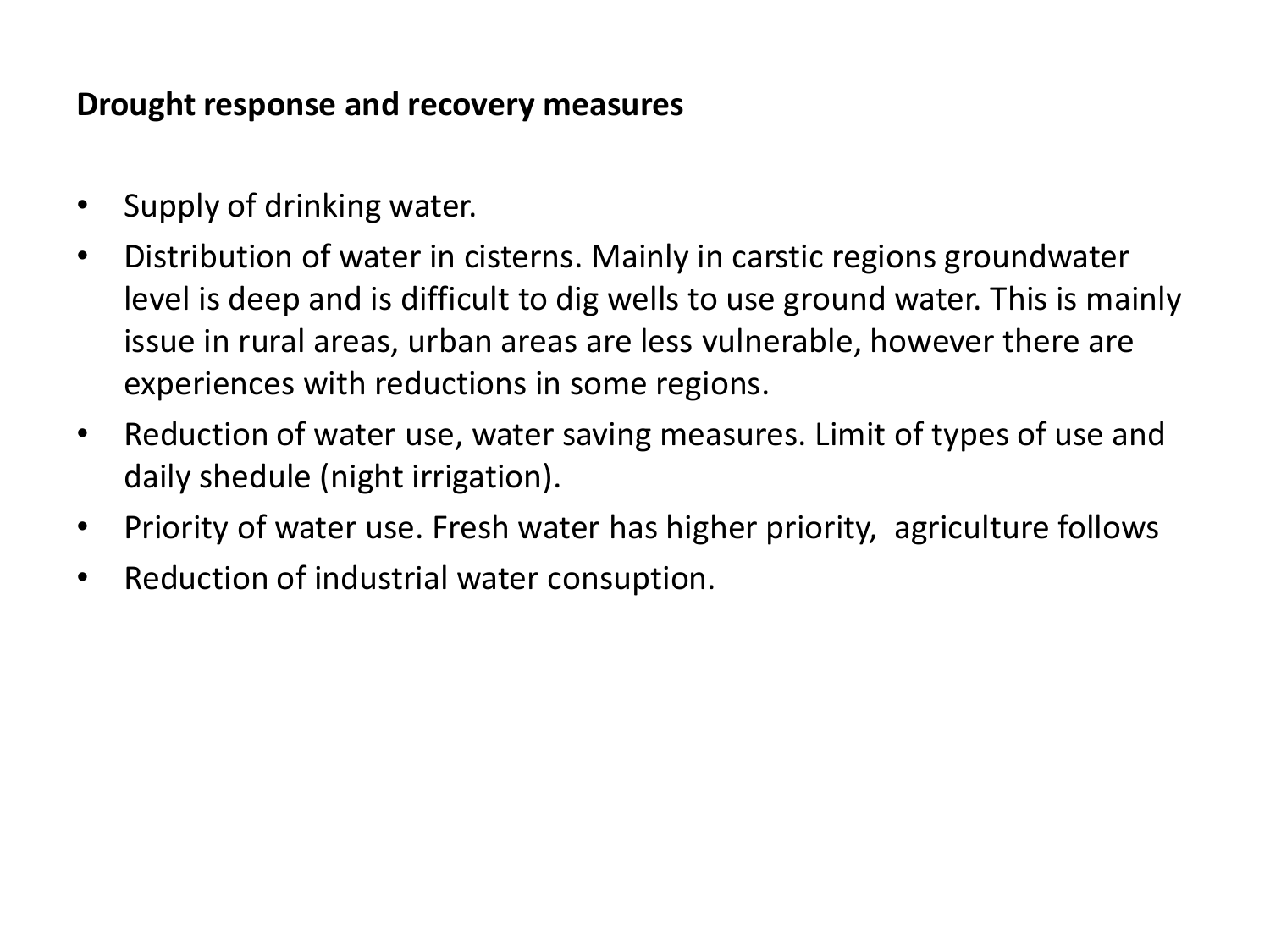**Drought response and recovery measures**

- Supply of drinking water.
- Distribution of water in cisterns. Mainly in carstic regions groundwater level is deep and is difficult to dig wells to use ground water. This is mainly issue in rural areas, urban areas are less vulnerable, however there are experiences with reductions in some regions.
- Reduction of water use, water saving measures. Limit of types of use and daily shedule (night irrigation).
- Priority of water use. Fresh water has higher priority, agriculture follows
- Reduction of industrial water consuption.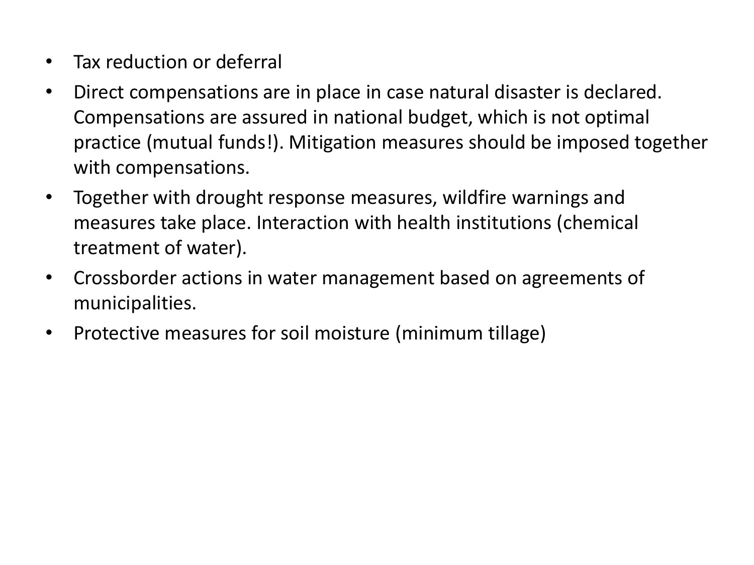- Tax reduction or deferral
- Direct compensations are in place in case natural disaster is declared. Compensations are assured in national budget, which is not optimal practice (mutual funds!). Mitigation measures should be imposed together with compensations.
- Together with drought response measures, wildfire warnings and measures take place. Interaction with health institutions (chemical treatment of water).
- Crossborder actions in water management based on agreements of municipalities.
- Protective measures for soil moisture (minimum tillage)